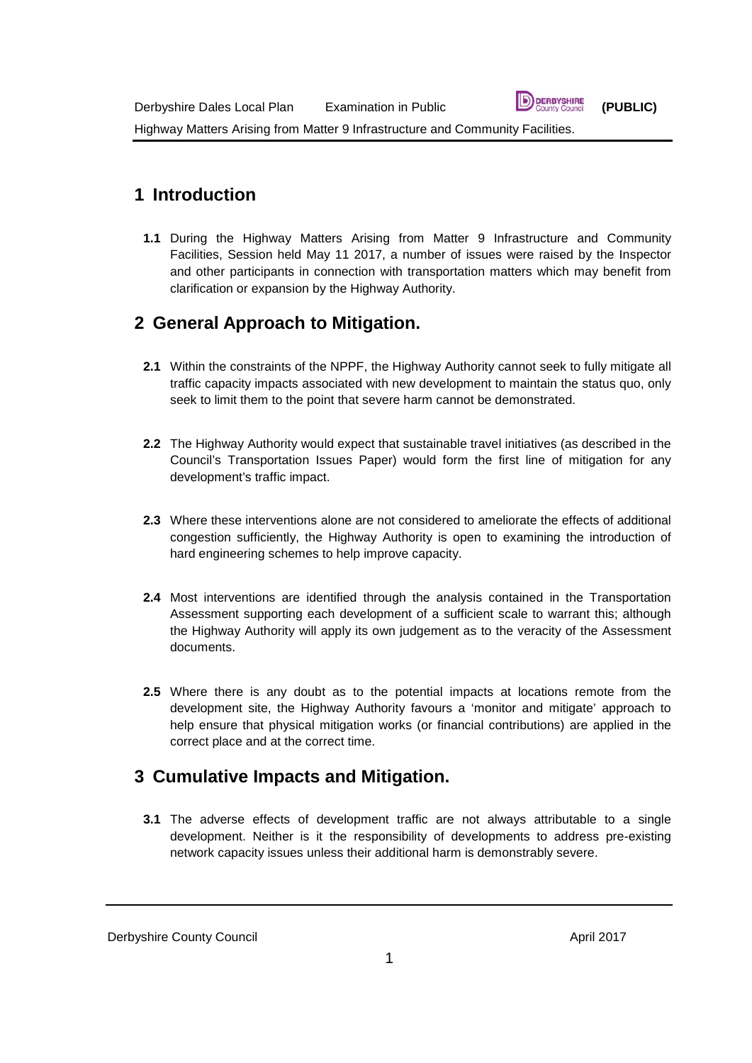## 1 Introduction

**1.1** During the Highway Matters Arising from Matter 9 Infrastructure and Community Facilities, Session held May 11 2017, a number of issues were raised by the Inspector and other participants in connection with transportation matters which may benefit from clarification or expansion by the Highway Authority.

## 2 General Approach to Mitigation.

**2.1** Within the constraints of the NPPF, the Highway Authority cannot seek to fully mitigate all traffic capacity impacts associated with new development to maintain the status quo, only seek to limit them to the point that severe harm cannot be demonstrated.

**2.2** The Highway Authority would expect that sustainable travel initiatives (as described in the Council's Transportation Issues Paper) would form the first line of mitigation for any development's traffic impact.

**2.3** Where these interventions alone are not considered to ameliorate the effects of additional congestion sufficiently, the Highway Authority is open to examining the introduction of hard engineering schemes to help improve capacity.

**2.4** Most interventions are identified through the analysis contained in the Transportation Assessment supporting each development of a sufficient scale to warrant this; although the Highway Authority will apply its own judgement as to the veracity of the Assessment documents.

**2.5** Where there is any doubt as to the potential impacts at locations remote from the development site, the Highway Authority favours a 'monitor and mitigate' approach to help ensure that physical mitigation works (or financial contributions) are applied in the correct place and at the correct time.

## 3 Cumulative Impacts and Mitigation.

**3.1** The adverse effects of development traffic are not always attributable to a single development. Neither is it the responsibility of developments to address pre-existing network capacity issues unless their additional harm is demonstrably severe.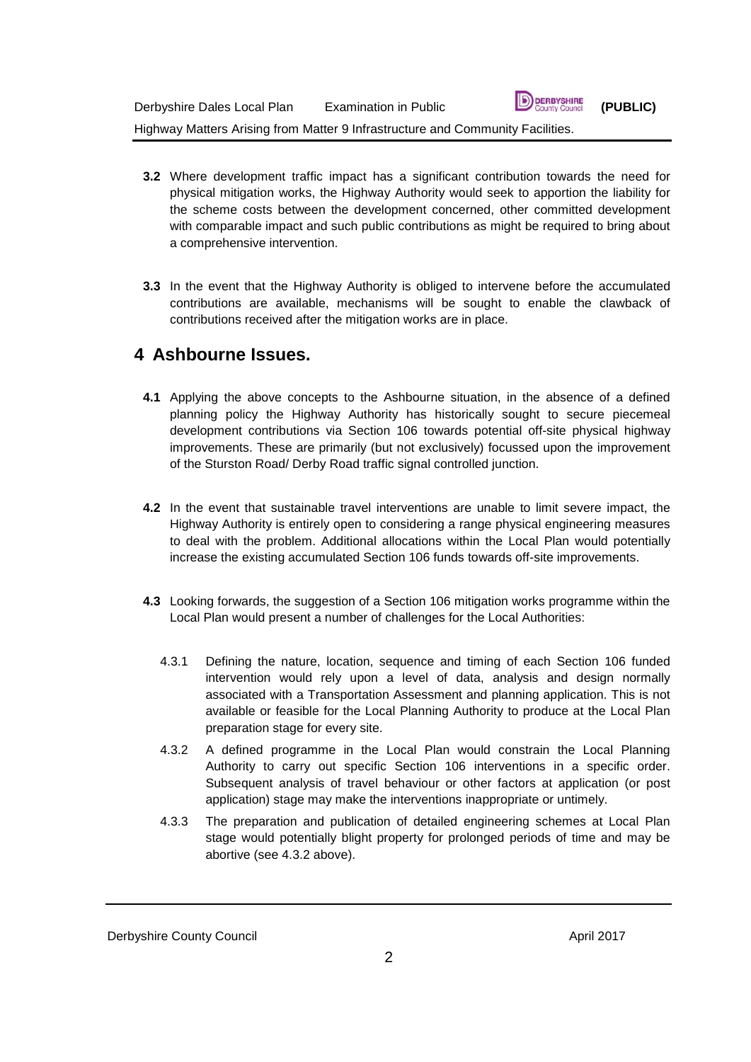**3.2** Where development traffic impact has a significant contribution towards the need for physical mitigation works, the Highway Authority would seek to apportion the liability for the scheme costs between the development concerned, other committed development with comparable impact and such public contributions as might be required to bring about a comprehensive intervention.

**3.3** In the event that the Highway Authority is obliged to intervene before the accumulated contributions are available, mechanisms will be sought to enable the clawback of contributions received after the mitigation works are in place.

# 4 Ashbourne Issues.

**4.1** Applying the above concepts to the Ashbourne situation, in the absence of a defined planning policy the Highway Authority has historically sought to secure piecemeal development contributions via Section 106 towards potential off-site physical highway improvements. These are primarily (but not exclusively) focussed upon the improvement of the Sturston Road/ Derby Road traffic signal controlled junction.

**4.2** In the event that sustainable travel interventions are unable to limit severe impact, the Highway Authority is entirely open to considering a range physical engineering measures to deal with the problem. Additional allocations within the Local Plan would potentially increase the existing accumulated Section 106 funds towards off-site improvements.

**4.3** Looking forwards, the suggestion of a Section 106 mitigation works programme within the Local Plan would present a number of challenges for the Local Authorities:

4.3.1 Defining the nature, location, sequence and timing of each Section 106 funded intervention would rely upon a level of data, analysis and design normally associated with a Transportation Assessment and planning application. This is not available or feasible for the Local Planning Authority to produce at the Local Plan preparation stage for every site.

4.3.2 A defined programme in the Local Plan would constrain the Local Planning Authority to carry out specific Section 106 interventions in a specific order. Subsequent analysis of travel behaviour or other factors at application (or post application) stage may make the interventions inappropriate or untimely.

4.3.3 The preparation and publication of detailed engineering schemes at Local Plan stage would potentially blight property for prolonged periods of time and may be abortive (see 4.3.2 above).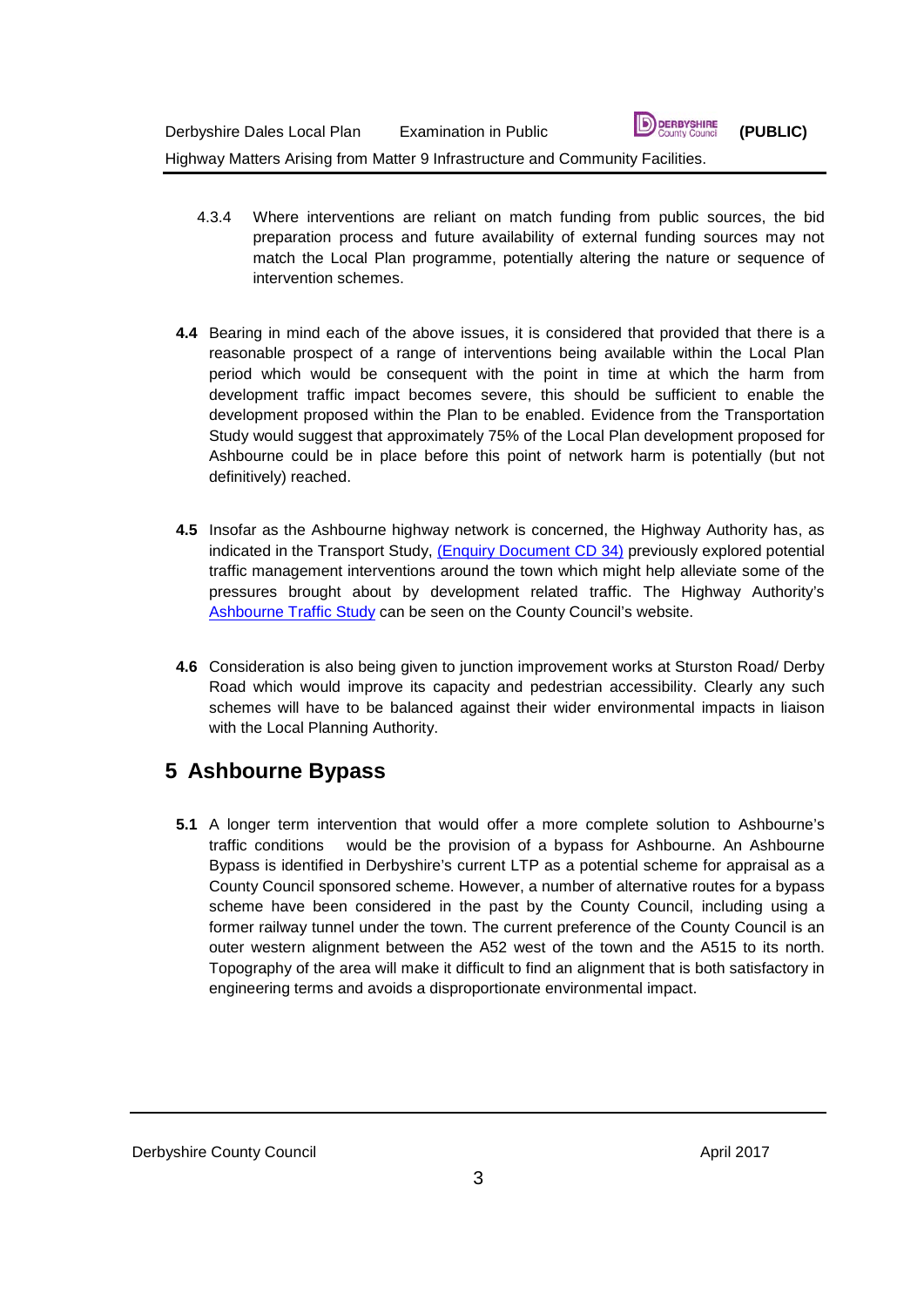4.3.4 Where interventions are reliant on match funding from public sources, the bid preparation process and future availability of external funding sources may not match the Local Plan programme, potentially altering the nature or sequence of intervention schemes.

**4.4** Bearing in mind each of the above issues, it is considered that provided that there is a reasonable prospect of a range of interventions being available within the Local Plan period which would be consequent with the point in time at which the harm from development traffic impact becomes severe, this should be sufficient to enable the development proposed within the Plan to be enabled. Evidence from the Transportation Study would suggest that approximately 75% of the Local Plan development proposed for Ashbourne could be in place before this point of network harm is potentially (but not definitively) reached.

**4.5** Insofar as the Ashbourne highway network is concerned, the Highway Authority has, as indicated in the Transport Study, (Enquiry Document CD 34) previously explored potential traffic management interventions around the town which might help alleviate some of the pressures brought about by development related traffic. The Highway Authority's Ashbourne Traffic Study can be seen on the County Council's website.

**4.6** Consideration is also being given to junction improvement works at Sturston Road/ Derby Road which would improve its capacity and pedestrian accessibility. Clearly any such schemes will have to be balanced against their wider environmental impacts in liaison with the Local Planning Authority.

## 5 Ashbourne Bypass

**5.1** A longer term intervention that would offer a more complete solution to Ashbourne's traffic conditions would be the provision of a bypass for Ashbourne. An Ashbourne Bypass is identified in Derbyshire's current LTP as a potential scheme for appraisal as a County Council sponsored scheme. However, a number of alternative routes for a bypass scheme have been considered in the past by the County Council, including using a former railway tunnel under the town. The current preference of the County Council is an outer western alignment between the A52 west of the town and the A515 to its north. Topography of the area will make it difficult to find an alignment that is both satisfactory in engineering terms and avoids a disproportionate environmental impact.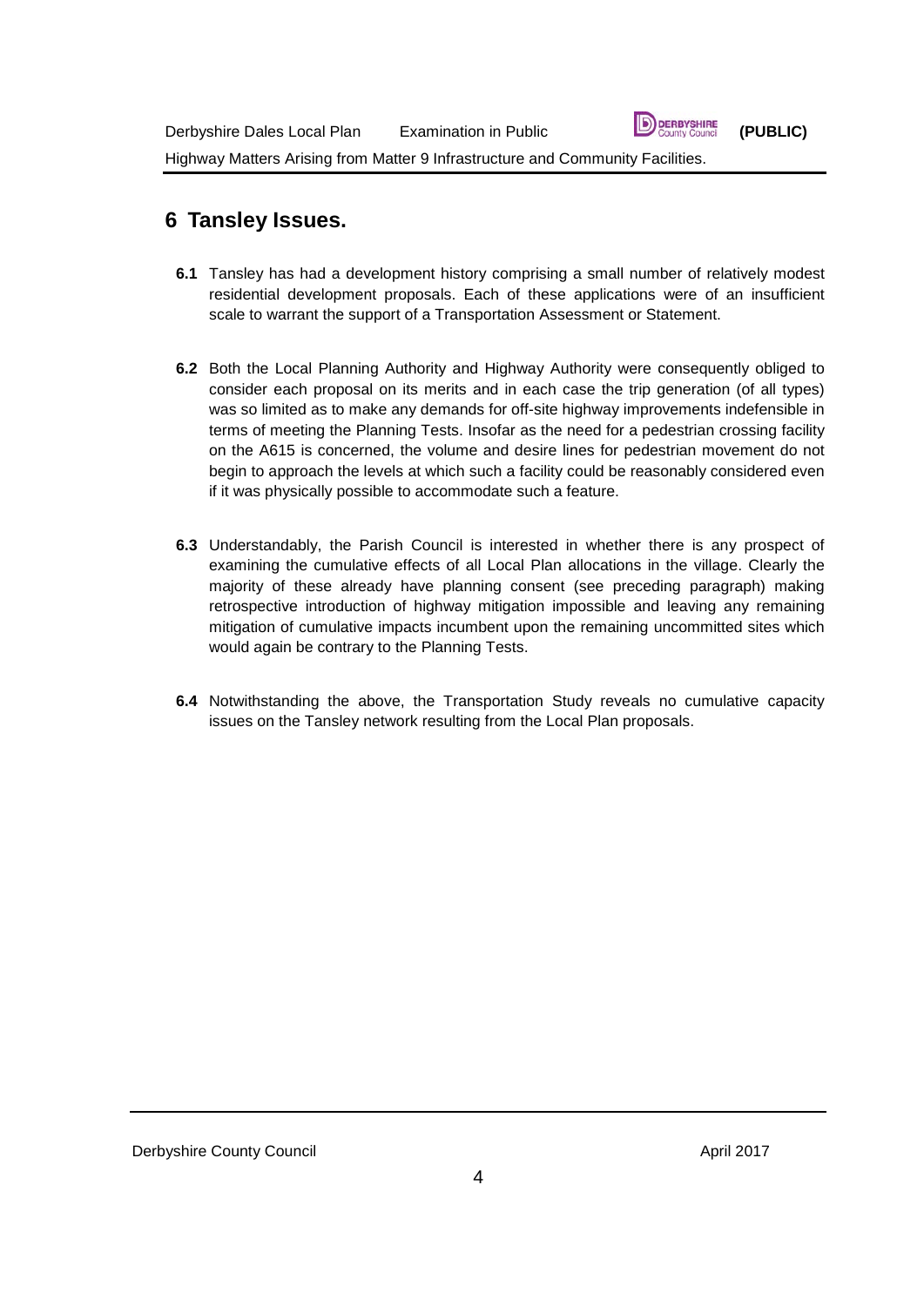## 6 Tansley Issues.

**6.1** Tansley has had a development history comprising a small number of relatively modest residential development proposals. Each of these applications were of an insufficient scale to warrant the support of a Transportation Assessment or Statement.

**6.2** Both the Local Planning Authority and Highway Authority were consequently obliged to consider each proposal on its merits and in each case the trip generation (of all types) was so limited as to make any demands for off-site highway improvements indefensible in terms of meeting the Planning Tests. Insofar as the need for a pedestrian crossing facility on the A615 is concerned, the volume and desire lines for pedestrian movement do not begin to approach the levels at which such a facility could be reasonably considered even if it was physically possible to accommodate such a feature.

**6.3** Understandably, the Parish Council is interested in whether there is any prospect of examining the cumulative effects of all Local Plan allocations in the village. Clearly the majority of these already have planning consent (see preceding paragraph) making retrospective introduction of highway mitigation impossible and leaving any remaining mitigation of cumulative impacts incumbent upon the remaining uncommitted sites which would again be contrary to the Planning Tests.

**6.4** Notwithstanding the above, the Transportation Study reveals no cumulative capacity issues on the Tansley network resulting from the Local Plan proposals.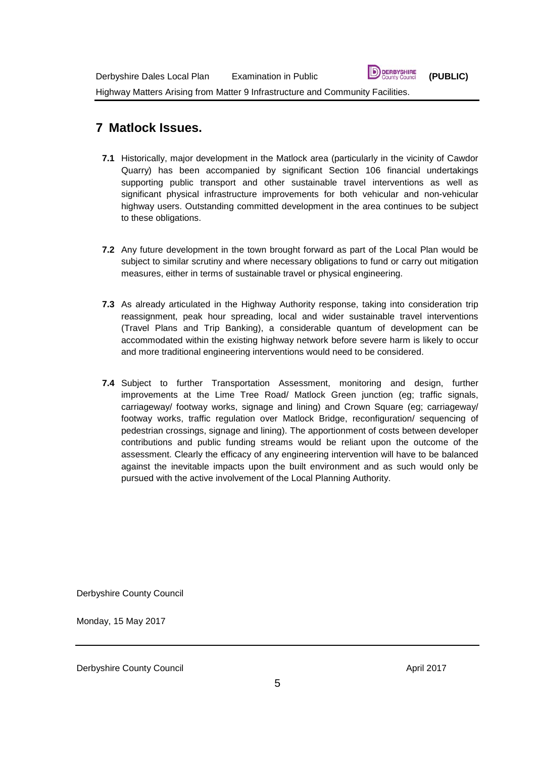## 7 Matlock Issues.

**7.1** Historically, major development in the Matlock area (particularly in the vicinity of Cawdor Quarry) has been accompanied by significant Section 106 financial undertakings supporting public transport and other sustainable travel interventions as well as significant physical infrastructure improvements for both vehicular and non-vehicular highway users. Outstanding committed development in the area continues to be subject to these obligations.

**7.2** Any future development in the town brought forward as part of the Local Plan would be subject to similar scrutiny and where necessary obligations to fund or carry out mitigation measures, either in terms of sustainable travel or physical engineering.

**7.3** As already articulated in the Highway Authority response, taking into consideration trip reassignment, peak hour spreading, local and wider sustainable travel interventions (Travel Plans and Trip Banking), a considerable quantum of development can be accommodated within the existing highway network before severe harm is likely to occur and more traditional engineering interventions would need to be considered.

**7.4** Subject to further Transportation Assessment, monitoring and design, further improvements at the Lime Tree Road/ Matlock Green junction (eg; traffic signals, carriageway/ footway works, signage and lining) and Crown Square (eg; carriageway/ footway works, traffic regulation over Matlock Bridge, reconfiguration/ sequencing of pedestrian crossings, signage and lining). The apportionment of costs between developer contributions and public funding streams would be reliant upon the outcome of the assessment. Clearly the efficacy of any engineering intervention will have to be balanced against the inevitable impacts upon the built environment and as such would only be pursued with the active involvement of the Local Planning Authority.

Derbyshire County Council

Monday, 15 May 2017